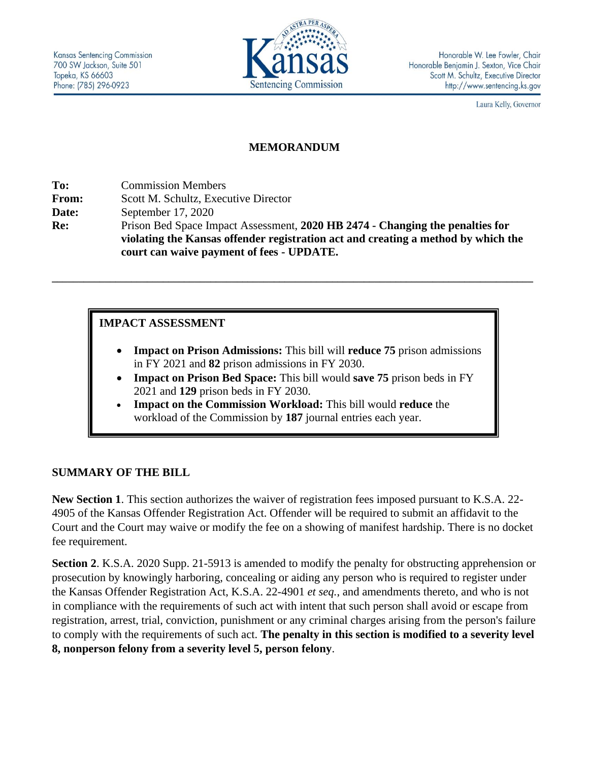Kansas Sentencing Commission
700 SW Jackson, Suite 501
Topeka, KS 66603
Phone: (785) 296-0923

Kansas Sentencing Commission

Honorable W. Lee Fowler, Chair
Honorable Benjamin J. Sexton, Vice Chair
Scott M. Schultz, Executive Director
http://www.sentencing.ks.gov

Laura Kelly, Governor

# MEMORANDUM

**To:** Commission Members
**From:** Scott M. Schultz, Executive Director
**Date:** September 17, 2020
**Re:** Prison Bed Space Impact Assessment, **2020 HB 2474 - Changing the penalties for violating the Kansas offender registration act and creating a method by which the court can waive payment of fees - UPDATE.**

---

## IMPACT ASSESSMENT

- **Impact on Prison Admissions:** This bill will **reduce 75** prison admissions in FY 2021 and **82** prison admissions in FY 2030.
- **Impact on Prison Bed Space:** This bill would **save 75** prison beds in FY 2021 and **129** prison beds in FY 2030.
- **Impact on the Commission Workload:** This bill would **reduce** the workload of the Commission by **187** journal entries each year.

## SUMMARY OF THE BILL

**New Section 1**. This section authorizes the waiver of registration fees imposed pursuant to K.S.A. 22-4905 of the Kansas Offender Registration Act. Offender will be required to submit an affidavit to the Court and the Court may waive or modify the fee on a showing of manifest hardship. There is no docket fee requirement.

**Section 2**. K.S.A. 2020 Supp. 21-5913 is amended to modify the penalty for obstructing apprehension or prosecution by knowingly harboring, concealing or aiding any person who is required to register under the Kansas Offender Registration Act, K.S.A. 22-4901 *et seq.*, and amendments thereto, and who is not in compliance with the requirements of such act with intent that such person shall avoid or escape from registration, arrest, trial, conviction, punishment or any criminal charges arising from the person's failure to comply with the requirements of such act. **The penalty in this section is modified to a severity level 8, nonperson felony from a severity level 5, person felony**.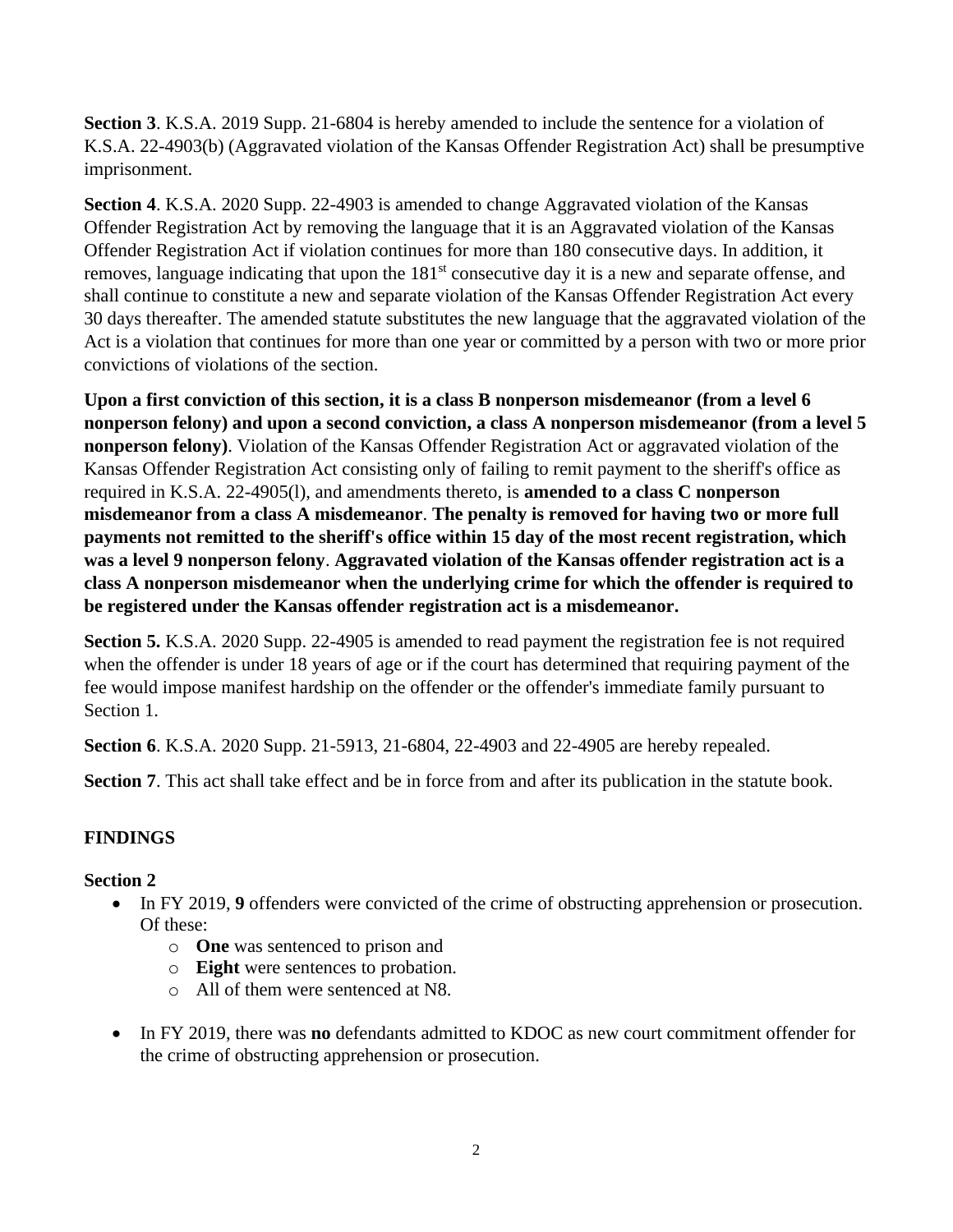**Section 3**. K.S.A. 2019 Supp. 21-6804 is hereby amended to include the sentence for a violation of K.S.A. 22-4903(b) (Aggravated violation of the Kansas Offender Registration Act) shall be presumptive imprisonment.

**Section 4**. K.S.A. 2020 Supp. 22-4903 is amended to change Aggravated violation of the Kansas Offender Registration Act by removing the language that it is an Aggravated violation of the Kansas Offender Registration Act if violation continues for more than 180 consecutive days. In addition, it removes, language indicating that upon the 181st consecutive day it is a new and separate offense, and shall continue to constitute a new and separate violation of the Kansas Offender Registration Act every 30 days thereafter. The amended statute substitutes the new language that the aggravated violation of the Act is a violation that continues for more than one year or committed by a person with two or more prior convictions of violations of the section.

**Upon a first conviction of this section, it is a class B nonperson misdemeanor (from a level 6 nonperson felony) and upon a second conviction, a class A nonperson misdemeanor (from a level 5 nonperson felony)**. Violation of the Kansas Offender Registration Act or aggravated violation of the Kansas Offender Registration Act consisting only of failing to remit payment to the sheriff's office as required in K.S.A. 22-4905(l), and amendments thereto, is **amended to a class C nonperson misdemeanor from a class A misdemeanor**. **The penalty is removed for having two or more full payments not remitted to the sheriff's office within 15 day of the most recent registration, which was a level 9 nonperson felony**. **Aggravated violation of the Kansas offender registration act is a class A nonperson misdemeanor when the underlying crime for which the offender is required to be registered under the Kansas offender registration act is a misdemeanor.**

**Section 5.** K.S.A. 2020 Supp. 22-4905 is amended to read payment the registration fee is not required when the offender is under 18 years of age or if the court has determined that requiring payment of the fee would impose manifest hardship on the offender or the offender's immediate family pursuant to Section 1.

**Section 6**. K.S.A. 2020 Supp. 21-5913, 21-6804, 22-4903 and 22-4905 are hereby repealed.

**Section 7**. This act shall take effect and be in force from and after its publication in the statute book.

## FINDINGS

### Section 2

- In FY 2019, **9** offenders were convicted of the crime of obstructing apprehension or prosecution. Of these:
    - **One** was sentenced to prison and
    - **Eight** were sentences to probation.
    - All of them were sentenced at N8.
- In FY 2019, there was **no** defendants admitted to KDOC as new court commitment offender for the crime of obstructing apprehension or prosecution.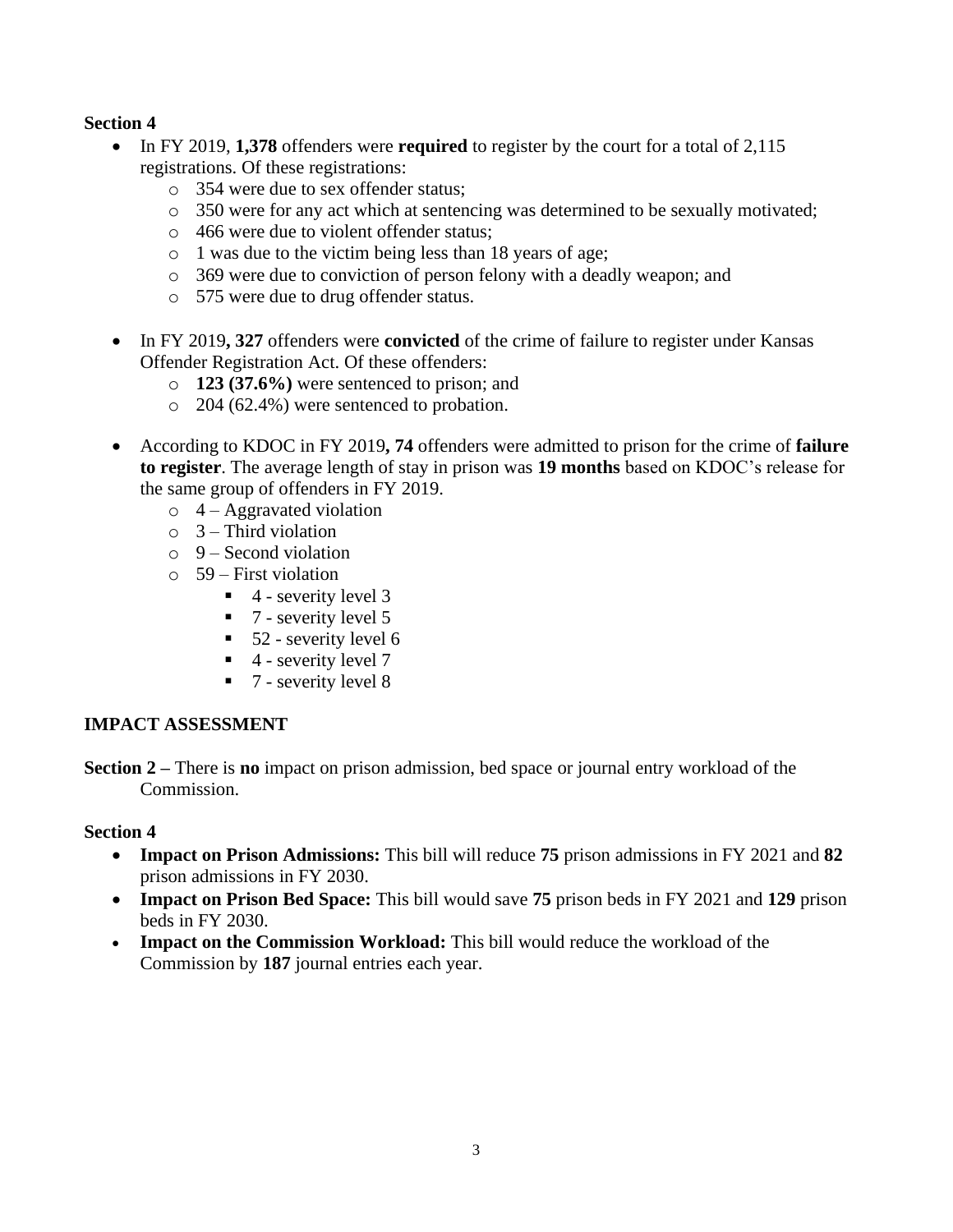**Section 4**

- In FY 2019, **1,378** offenders were **required** to register by the court for a total of 2,115 registrations. Of these registrations:
  - 354 were due to sex offender status;
  - 350 were for any act which at sentencing was determined to be sexually motivated;
  - 466 were due to violent offender status;
  - 1 was due to the victim being less than 18 years of age;
  - 369 were due to conviction of person felony with a deadly weapon; and
  - 575 were due to drug offender status.

- In FY 2019**, 327** offenders were **convicted** of the crime of failure to register under Kansas Offender Registration Act. Of these offenders:
  - **123 (37.6%)** were sentenced to prison; and
  - 204 (62.4%) were sentenced to probation.

- According to KDOC in FY 2019**, 74** offenders were admitted to prison for the crime of **failure to register**. The average length of stay in prison was **19 months** based on KDOC's release for the same group of offenders in FY 2019.
  - 4 – Aggravated violation
  - 3 – Third violation
  - 9 – Second violation
  - 59 – First violation
    - 4 - severity level 3
    - 7 - severity level 5
    - 52 - severity level 6
    - 4 - severity level 7
    - 7 - severity level 8

## IMPACT ASSESSMENT

**Section 2 –** There is **no** impact on prison admission, bed space or journal entry workload of the Commission.

**Section 4**

- **Impact on Prison Admissions:** This bill will reduce **75** prison admissions in FY 2021 and **82** prison admissions in FY 2030.
- **Impact on Prison Bed Space:** This bill would save **75** prison beds in FY 2021 and **129** prison beds in FY 2030.
- **Impact on the Commission Workload:** This bill would reduce the workload of the Commission by **187** journal entries each year.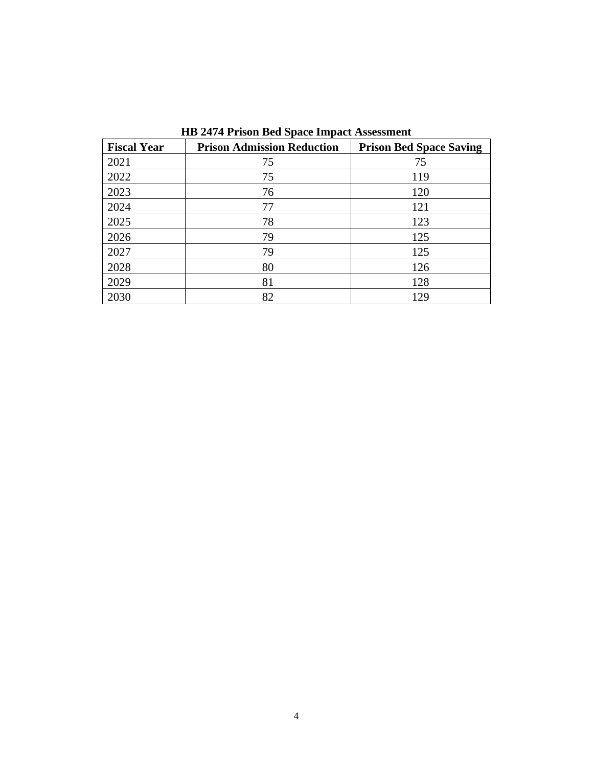**HB 2474 Prison Bed Space Impact Assessment**

| Fiscal Year | Prison Admission Reduction | Prison Bed Space Saving |
|---|---|---|
| 2021 | 75 | 75 |
| 2022 | 75 | 119 |
| 2023 | 76 | 120 |
| 2024 | 77 | 121 |
| 2025 | 78 | 123 |
| 2026 | 79 | 125 |
| 2027 | 79 | 125 |
| 2028 | 80 | 126 |
| 2029 | 81 | 128 |
| 2030 | 82 | 129 |